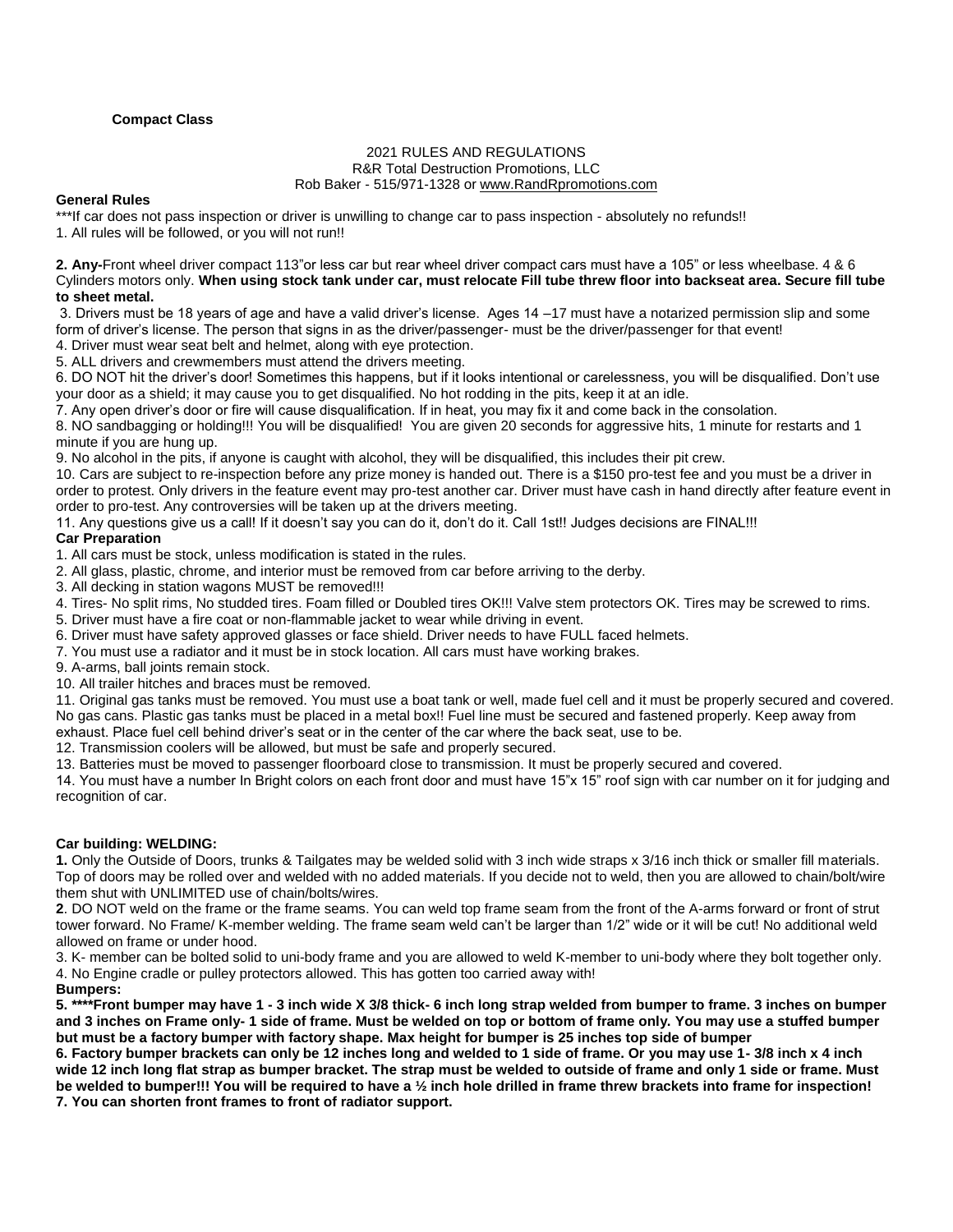**Compact Class**

2021 RULES AND REGULATIONS
R&R Total Destruction Promotions, LLC
Rob Baker - 515/971-1328 or www.RandRpromotions.com

**General Rules**

***If car does not pass inspection or driver is unwilling to change car to pass inspection - absolutely no refunds!!

1. All rules will be followed, or you will not run!!

**2. Any-**Front wheel driver compact 113"or less car but rear wheel driver compact cars must have a 105" or less wheelbase. 4 & 6 Cylinders motors only. **When using stock tank under car, must relocate Fill tube threw floor into backseat area. Secure fill tube to sheet metal.**

3. Drivers must be 18 years of age and have a valid driver's license. Ages 14 –17 must have a notarized permission slip and some form of driver's license. The person that signs in as the driver/passenger- must be the driver/passenger for that event!

4. Driver must wear seat belt and helmet, along with eye protection.

5. ALL drivers and crewmembers must attend the drivers meeting.

6. DO NOT hit the driver's door! Sometimes this happens, but if it looks intentional or carelessness, you will be disqualified. Don't use your door as a shield; it may cause you to get disqualified. No hot rodding in the pits, keep it at an idle.

7. Any open driver's door or fire will cause disqualification. If in heat, you may fix it and come back in the consolation.

8. NO sandbagging or holding!!! You will be disqualified! You are given 20 seconds for aggressive hits, 1 minute for restarts and 1 minute if you are hung up.

9. No alcohol in the pits, if anyone is caught with alcohol, they will be disqualified, this includes their pit crew.

10. Cars are subject to re-inspection before any prize money is handed out. There is a $150 pro-test fee and you must be a driver in order to protest. Only drivers in the feature event may pro-test another car. Driver must have cash in hand directly after feature event in order to pro-test. Any controversies will be taken up at the drivers meeting.

11. Any questions give us a call! If it doesn't say you can do it, don't do it. Call 1st!! Judges decisions are FINAL!!!

**Car Preparation**

1. All cars must be stock, unless modification is stated in the rules.
2. All glass, plastic, chrome, and interior must be removed from car before arriving to the derby.
3. All decking in station wagons MUST be removed!!!
4. Tires- No split rims, No studded tires. Foam filled or Doubled tires OK!!! Valve stem protectors OK. Tires may be screwed to rims.
5. Driver must have a fire coat or non-flammable jacket to wear while driving in event.
6. Driver must have safety approved glasses or face shield. Driver needs to have FULL faced helmets.
7. You must use a radiator and it must be in stock location. All cars must have working brakes.
9. A-arms, ball joints remain stock.
10. All trailer hitches and braces must be removed.
11. Original gas tanks must be removed. You must use a boat tank or well, made fuel cell and it must be properly secured and covered. No gas cans. Plastic gas tanks must be placed in a metal box!! Fuel line must be secured and fastened properly. Keep away from exhaust. Place fuel cell behind driver's seat or in the center of the car where the back seat, use to be.
12. Transmission coolers will be allowed, but must be safe and properly secured.
13. Batteries must be moved to passenger floorboard close to transmission. It must be properly secured and covered.
14. You must have a number In Bright colors on each front door and must have 15"x 15" roof sign with car number on it for judging and recognition of car.

**Car building: WELDING:**

**1.** Only the Outside of Doors, trunks & Tailgates may be welded solid with 3 inch wide straps x 3/16 inch thick or smaller fill materials. Top of doors may be rolled over and welded with no added materials. If you decide not to weld, then you are allowed to chain/bolt/wire them shut with UNLIMITED use of chain/bolts/wires.

**2**. DO NOT weld on the frame or the frame seams. You can weld top frame seam from the front of the A-arms forward or front of strut tower forward. No Frame/ K-member welding. The frame seam weld can't be larger than 1/2" wide or it will be cut! No additional weld allowed on frame or under hood.

3. K- member can be bolted solid to uni-body frame and you are allowed to weld K-member to uni-body where they bolt together only.

4. No Engine cradle or pulley protectors allowed. This has gotten too carried away with!

**Bumpers:**

**5. ****Front bumper may have 1 - 3 inch wide X 3/8 thick- 6 inch long strap welded from bumper to frame. 3 inches on bumper and 3 inches on Frame only- 1 side of frame. Must be welded on top or bottom of frame only. You may use a stuffed bumper but must be a factory bumper with factory shape. Max height for bumper is 25 inches top side of bumper**

**6. Factory bumper brackets can only be 12 inches long and welded to 1 side of frame. Or you may use 1- 3/8 inch x 4 inch wide 12 inch long flat strap as bumper bracket. The strap must be welded to outside of frame and only 1 side or frame. Must be welded to bumper!!! You will be required to have a ½ inch hole drilled in frame threw brackets into frame for inspection!**

**7. You can shorten front frames to front of radiator support.**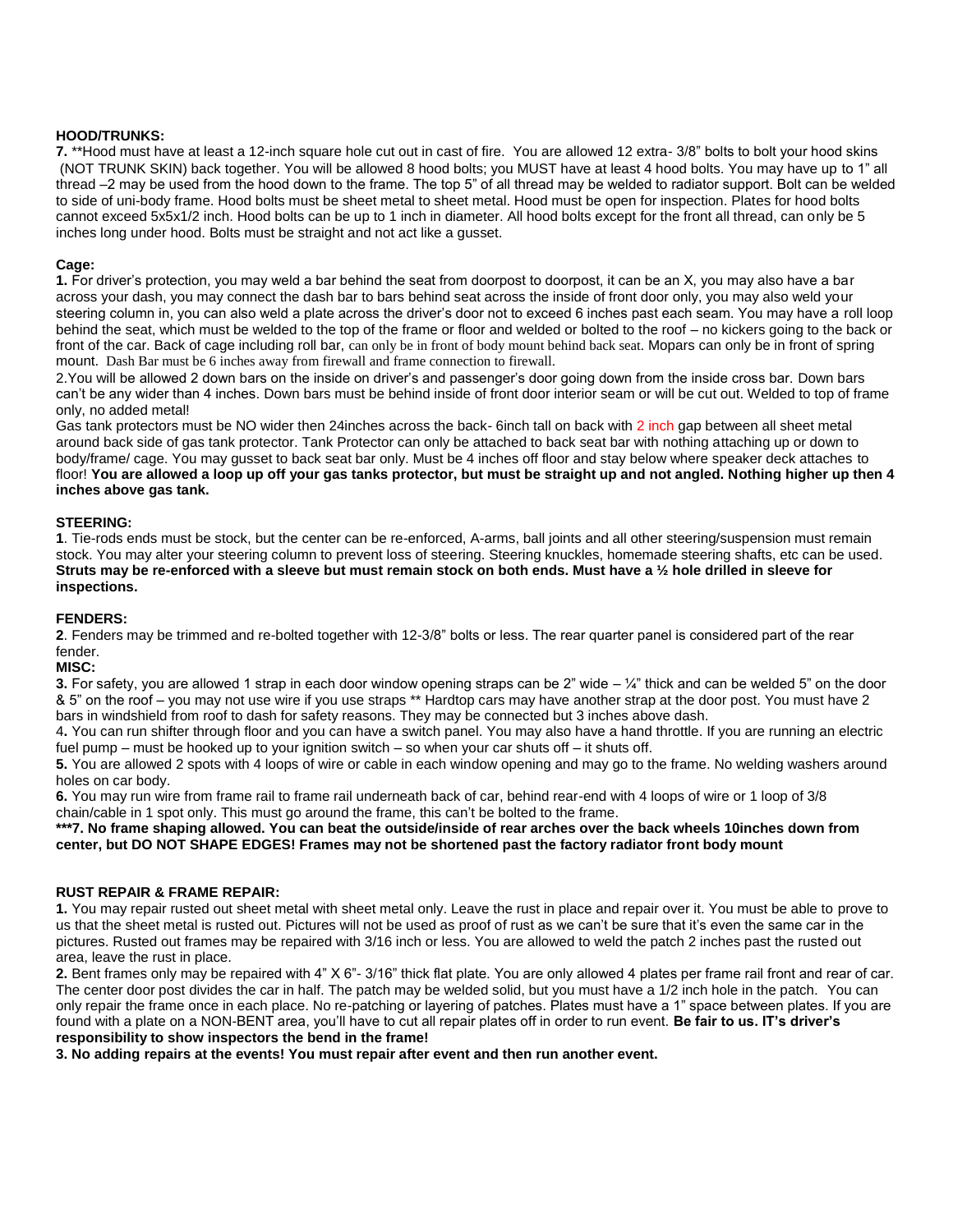**HOOD/TRUNKS:**

**7.** **Hood must have at least a 12-inch square hole cut out in cast of fire. You are allowed 12 extra- 3/8" bolts to bolt your hood skins (NOT TRUNK SKIN) back together. You will be allowed 8 hood bolts; you MUST have at least 4 hood bolts. You may have up to 1" all thread –2 may be used from the hood down to the frame. The top 5" of all thread may be welded to radiator support. Bolt can be welded to side of uni-body frame. Hood bolts must be sheet metal to sheet metal. Hood must be open for inspection. Plates for hood bolts cannot exceed 5x5x1/2 inch. Hood bolts can be up to 1 inch in diameter. All hood bolts except for the front all thread, can only be 5 inches long under hood. Bolts must be straight and not act like a gusset.

**Cage:**

**1.** For driver's protection, you may weld a bar behind the seat from doorpost to doorpost, it can be an X, you may also have a bar across your dash, you may connect the dash bar to bars behind seat across the inside of front door only, you may also weld your steering column in, you can also weld a plate across the driver's door not to exceed 6 inches past each seam. You may have a roll loop behind the seat, which must be welded to the top of the frame or floor and welded or bolted to the roof – no kickers going to the back or front of the car. Back of cage including roll bar, can only be in front of body mount behind back seat. Mopars can only be in front of spring mount. Dash Bar must be 6 inches away from firewall and frame connection to firewall.

2.You will be allowed 2 down bars on the inside on driver's and passenger's door going down from the inside cross bar. Down bars can't be any wider than 4 inches. Down bars must be behind inside of front door interior seam or will be cut out. Welded to top of frame only, no added metal!

Gas tank protectors must be NO wider then 24inches across the back- 6inch tall on back with 2 inch gap between all sheet metal around back side of gas tank protector. Tank Protector can only be attached to back seat bar with nothing attaching up or down to body/frame/ cage. You may gusset to back seat bar only. Must be 4 inches off floor and stay below where speaker deck attaches to floor! **You are allowed a loop up off your gas tanks protector, but must be straight up and not angled. Nothing higher up then 4 inches above gas tank.**

**STEERING:**

**1**. Tie-rods ends must be stock, but the center can be re-enforced, A-arms, ball joints and all other steering/suspension must remain stock. You may alter your steering column to prevent loss of steering. Steering knuckles, homemade steering shafts, etc can be used. **Struts may be re-enforced with a sleeve but must remain stock on both ends. Must have a ½ hole drilled in sleeve for inspections.**

**FENDERS:**

**2**. Fenders may be trimmed and re-bolted together with 12-3/8" bolts or less. The rear quarter panel is considered part of the rear fender.

**MISC:**

**3.** For safety, you are allowed 1 strap in each door window opening straps can be 2" wide – ¼" thick and can be welded 5" on the door & 5" on the roof – you may not use wire if you use straps ** Hardtop cars may have another strap at the door post. You must have 2 bars in windshield from roof to dash for safety reasons. They may be connected but 3 inches above dash.

4**.** You can run shifter through floor and you can have a switch panel. You may also have a hand throttle. If you are running an electric fuel pump – must be hooked up to your ignition switch – so when your car shuts off – it shuts off.

**5.** You are allowed 2 spots with 4 loops of wire or cable in each window opening and may go to the frame. No welding washers around holes on car body.

**6.** You may run wire from frame rail to frame rail underneath back of car, behind rear-end with 4 loops of wire or 1 loop of 3/8 chain/cable in 1 spot only. This must go around the frame, this can't be bolted to the frame.

**\*\*\*7. No frame shaping allowed. You can beat the outside/inside of rear arches over the back wheels 10inches down from center, but DO NOT SHAPE EDGES! Frames may not be shortened past the factory radiator front body mount**

**RUST REPAIR & FRAME REPAIR:**

**1.** You may repair rusted out sheet metal with sheet metal only. Leave the rust in place and repair over it. You must be able to prove to us that the sheet metal is rusted out. Pictures will not be used as proof of rust as we can't be sure that it's even the same car in the pictures. Rusted out frames may be repaired with 3/16 inch or less. You are allowed to weld the patch 2 inches past the rusted out area, leave the rust in place.

**2.** Bent frames only may be repaired with 4" X 6"- 3/16" thick flat plate. You are only allowed 4 plates per frame rail front and rear of car. The center door post divides the car in half. The patch may be welded solid, but you must have a 1/2 inch hole in the patch. You can only repair the frame once in each place. No re-patching or layering of patches. Plates must have a 1" space between plates. If you are found with a plate on a NON-BENT area, you'll have to cut all repair plates off in order to run event. **Be fair to us. IT's driver's responsibility to show inspectors the bend in the frame!**

**3. No adding repairs at the events! You must repair after event and then run another event.**